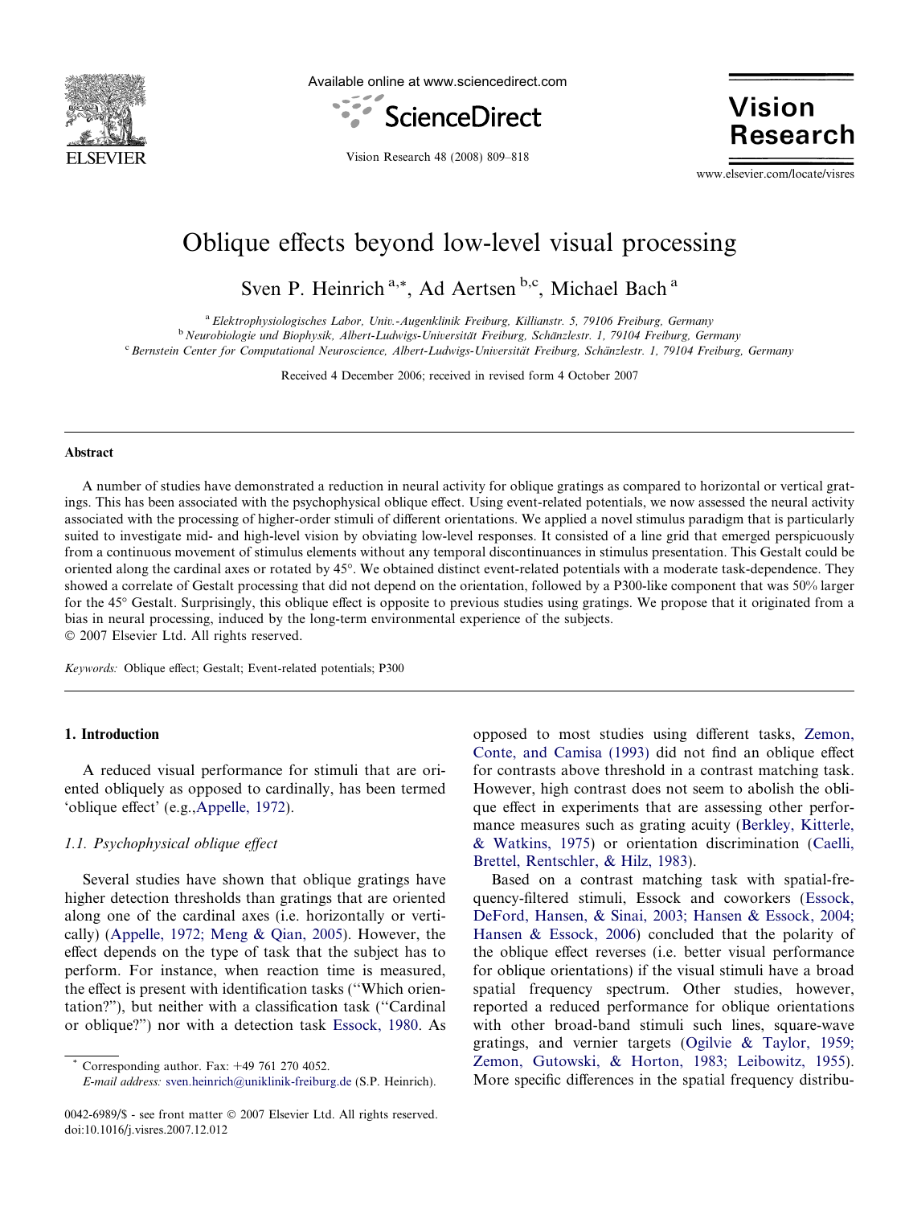# Oblique effects beyond low-level visual processing

Sven P. Heinrich [a,*], Ad Aertsen [b,c], Michael Bach [a]

[a] *Elektrophysiologisches Labor, Univ.-Augenklinik Freiburg, Killianstr. 5, 79106 Freiburg, Germany*
[b] *Neurobiologie und Biophysik, Albert-Ludwigs-Universität Freiburg, Schänzlestr. 1, 79104 Freiburg, Germany*
[c] *Bernstein Center for Computational Neuroscience, Albert-Ludwigs-Universität Freiburg, Schänzlestr. 1, 79104 Freiburg, Germany*

Received 4 December 2006; received in revised form 4 October 2007

## Abstract

A number of studies have demonstrated a reduction in neural activity for oblique gratings as compared to horizontal or vertical gratings. This has been associated with the psychophysical oblique effect. Using event-related potentials, we now assessed the neural activity associated with the processing of higher-order stimuli of different orientations. We applied a novel stimulus paradigm that is particularly suited to investigate mid- and high-level vision by obviating low-level responses. It consisted of a line grid that emerged perspicuously from a continuous movement of stimulus elements without any temporal discontinuances in stimulus presentation. This Gestalt could be oriented along the cardinal axes or rotated by 45°. We obtained distinct event-related potentials with a moderate task-dependence. They showed a correlate of Gestalt processing that did not depend on the orientation, followed by a P300-like component that was 50% larger for the 45° Gestalt. Surprisingly, this oblique effect is opposite to previous studies using gratings. We propose that it originated from a bias in neural processing, induced by the long-term environmental experience of the subjects.
© 2007 Elsevier Ltd. All rights reserved.

*Keywords:* Oblique effect; Gestalt; Event-related potentials; P300

## 1. Introduction

A reduced visual performance for stimuli that are oriented obliquely as opposed to cardinally, has been termed 'oblique effect' (e.g.,Appelle, 1972).

### 1.1. Psychophysical oblique effect

Several studies have shown that oblique gratings have higher detection thresholds than gratings that are oriented along one of the cardinal axes (i.e. horizontally or vertically) (Appelle, 1972; Meng & Qian, 2005). However, the effect depends on the type of task that the subject has to perform. For instance, when reaction time is measured, the effect is present with identification tasks ("Which orientation?"), but neither with a classification task ("Cardinal or oblique?") nor with a detection task Essock, 1980. As opposed to most studies using different tasks, Zemon, Conte, and Camisa (1993) did not find an oblique effect for contrasts above threshold in a contrast matching task. However, high contrast does not seem to abolish the oblique effect in experiments that are assessing other performance measures such as grating acuity (Berkley, Kitterle, & Watkins, 1975) or orientation discrimination (Caelli, Brettel, Rentschler, & Hilz, 1983).

Based on a contrast matching task with spatial-frequency-filtered stimuli, Essock and coworkers (Essock, DeFord, Hansen, & Sinai, 2003; Hansen & Essock, 2004; Hansen & Essock, 2006) concluded that the polarity of the oblique effect reverses (i.e. better visual performance for oblique orientations) if the visual stimuli have a broad spatial frequency spectrum. Other studies, however, reported a reduced performance for oblique orientations with other broad-band stimuli such lines, square-wave gratings, and vernier targets (Ogilvie & Taylor, 1959; Zemon, Gutowski, & Horton, 1983; Leibowitz, 1955). More specific differences in the spatial frequency distribu-

* Corresponding author. Fax: +49 761 270 4052.
*E-mail address:* sven.heinrich@uniklinik-freiburg.de (S.P. Heinrich).

0042-6989/$ - see front matter © 2007 Elsevier Ltd. All rights reserved.
doi:10.1016/j.visres.2007.12.012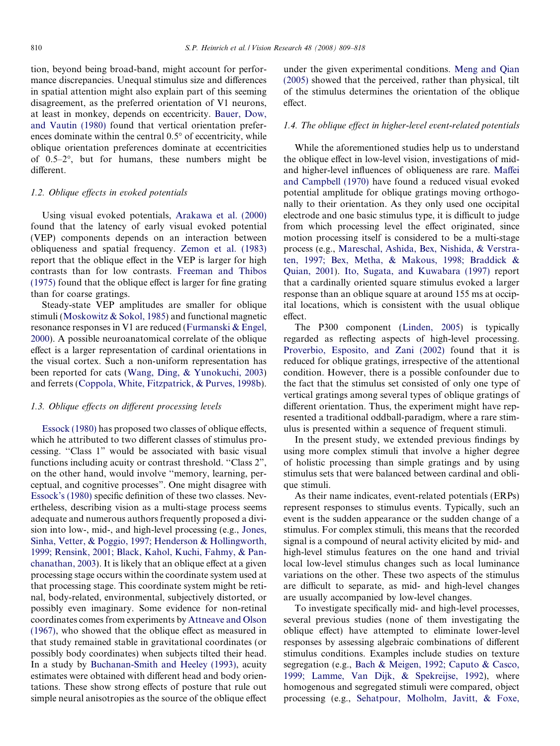tion, beyond being broad-band, might account for performance discrepancies. Unequal stimulus size and differences in spatial attention might also explain part of this seeming disagreement, as the preferred orientation of V1 neurons, at least in monkey, depends on eccentricity. Bauer, Dow, and Vautin (1980) found that vertical orientation preferences dominate within the central 0.5° of eccentricity, while oblique orientation preferences dominate at eccentricities of 0.5–2°, but for humans, these numbers might be different.

### 1.2. Oblique effects in evoked potentials

Using visual evoked potentials, Arakawa et al. (2000) found that the latency of early visual evoked potential (VEP) components depends on an interaction between obliqueness and spatial frequency. Zemon et al. (1983) report that the oblique effect in the VEP is larger for high contrasts than for low contrasts. Freeman and Thibos (1975) found that the oblique effect is larger for fine grating than for coarse gratings.

Steady-state VEP amplitudes are smaller for oblique stimuli (Moskowitz & Sokol, 1985) and functional magnetic resonance responses in V1 are reduced (Furmanski & Engel, 2000). A possible neuroanatomical correlate of the oblique effect is a larger representation of cardinal orientations in the visual cortex. Such a non-uniform representation has been reported for cats (Wang, Ding, & Yunokuchi, 2003) and ferrets (Coppola, White, Fitzpatrick, & Purves, 1998b).

### 1.3. Oblique effects on different processing levels

Essock (1980) has proposed two classes of oblique effects, which he attributed to two different classes of stimulus processing. "Class 1" would be associated with basic visual functions including acuity or contrast threshold. "Class 2", on the other hand, would involve "memory, learning, perceptual, and cognitive processes". One might disagree with Essock's (1980) specific definition of these two classes. Nevertheless, describing vision as a multi-stage process seems adequate and numerous authors frequently proposed a division into low-, mid-, and high-level processing (e.g., Jones, Sinha, Vetter, & Poggio, 1997; Henderson & Hollingworth, 1999; Rensink, 2001; Black, Kahol, Kuchi, Fahmy, & Panchanathan, 2003). It is likely that an oblique effect at a given processing stage occurs within the coordinate system used at that processing stage. This coordinate system might be retinal, body-related, environmental, subjectively distorted, or possibly even imaginary. Some evidence for non-retinal coordinates comes from experiments by Attneave and Olson (1967), who showed that the oblique effect as measured in that study remained stable in gravitational coordinates (or possibly body coordinates) when subjects tilted their head. In a study by Buchanan-Smith and Heeley (1993), acuity estimates were obtained with different head and body orientations. These show strong effects of posture that rule out simple neural anisotropies as the source of the oblique effect under the given experimental conditions. Meng and Qian (2005) showed that the perceived, rather than physical, tilt of the stimulus determines the orientation of the oblique effect.

### 1.4. The oblique effect in higher-level event-related potentials

While the aforementioned studies help us to understand the oblique effect in low-level vision, investigations of mid- and higher-level influences of obliqueness are rare. Maffei and Campbell (1970) have found a reduced visual evoked potential amplitude for oblique gratings moving orthogonally to their orientation. As they only used one occipital electrode and one basic stimulus type, it is difficult to judge from which processing level the effect originated, since motion processing itself is considered to be a multi-stage process (e.g., Mareschal, Ashida, Bex, Nishida, & Verstraten, 1997; Bex, Metha, & Makous, 1998; Braddick & Quian, 2001). Ito, Sugata, and Kuwabara (1997) report that a cardinally oriented square stimulus evoked a larger response than an oblique square at around 155 ms at occipital locations, which is consistent with the usual oblique effect.

The P300 component (Linden, 2005) is typically regarded as reflecting aspects of high-level processing. Proverbio, Esposito, and Zani (2002) found that it is reduced for oblique gratings, irrespective of the attentional condition. However, there is a possible confounder due to the fact that the stimulus set consisted of only one type of vertical gratings among several types of oblique gratings of different orientation. Thus, the experiment might have represented a traditional oddball-paradigm, where a rare stimulus is presented within a sequence of frequent stimuli.

In the present study, we extended previous findings by using more complex stimuli that involve a higher degree of holistic processing than simple gratings and by using stimulus sets that were balanced between cardinal and oblique stimuli.

As their name indicates, event-related potentials (ERPs) represent responses to stimulus events. Typically, such an event is the sudden appearance or the sudden change of a stimulus. For complex stimuli, this means that the recorded signal is a compound of neural activity elicited by mid- and high-level stimulus features on the one hand and trivial local low-level stimulus changes such as local luminance variations on the other. These two aspects of the stimulus are difficult to separate, as mid- and high-level changes are usually accompanied by low-level changes.

To investigate specifically mid- and high-level processes, several previous studies (none of them investigating the oblique effect) have attempted to eliminate lower-level responses by assessing algebraic combinations of different stimulus conditions. Examples include studies on texture segregation (e.g., Bach & Meigen, 1992; Caputo & Casco, 1999; Lamme, Van Dijk, & Spekreijse, 1992), where homogenous and segregated stimuli were compared, object processing (e.g., Sehatpour, Molholm, Javitt, & Foxe,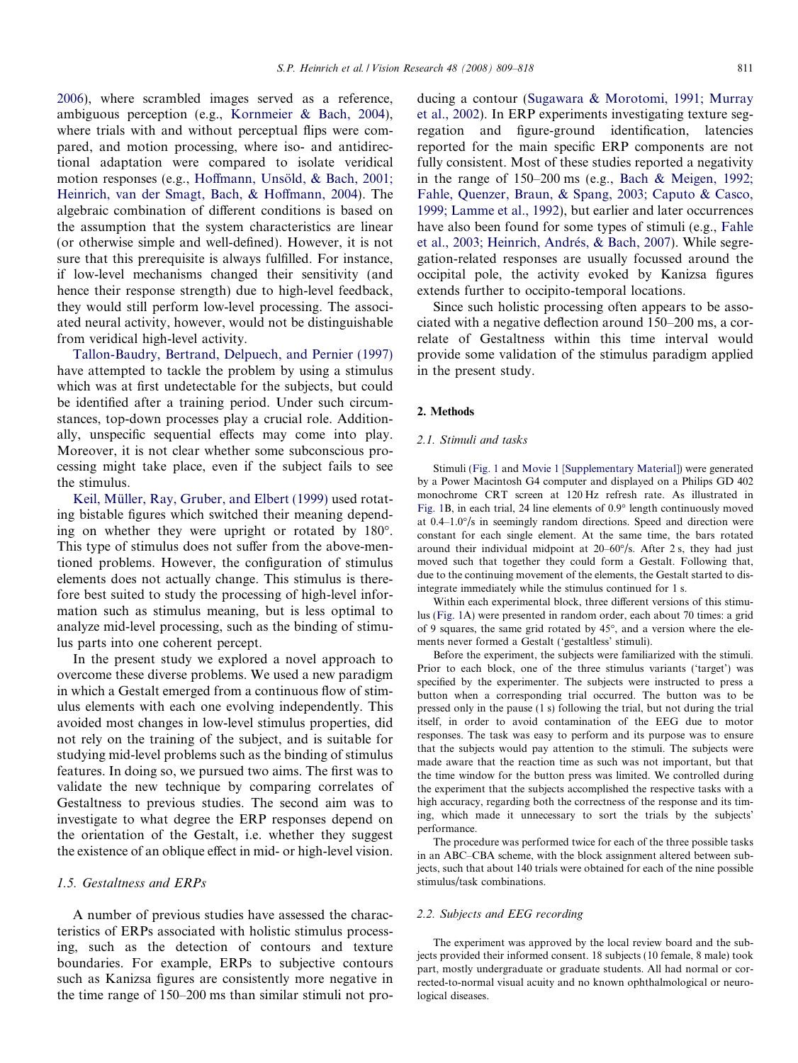2006), where scrambled images served as a reference, ambiguous perception (e.g., Kornmeier & Bach, 2004), where trials with and without perceptual flips were compared, and motion processing, where iso- and antidirectional adaptation were compared to isolate veridical motion responses (e.g., Hoffmann, Unsöld, & Bach, 2001; Heinrich, van der Smagt, Bach, & Hoffmann, 2004). The algebraic combination of different conditions is based on the assumption that the system characteristics are linear (or otherwise simple and well-defined). However, it is not sure that this prerequisite is always fulfilled. For instance, if low-level mechanisms changed their sensitivity (and hence their response strength) due to high-level feedback, they would still perform low-level processing. The associated neural activity, however, would not be distinguishable from veridical high-level activity.

Tallon-Baudry, Bertrand, Delpuech, and Pernier (1997) have attempted to tackle the problem by using a stimulus which was at first undetectable for the subjects, but could be identified after a training period. Under such circumstances, top-down processes play a crucial role. Additionally, unspecific sequential effects may come into play. Moreover, it is not clear whether some subconscious processing might take place, even if the subject fails to see the stimulus.

Keil, Müller, Ray, Gruber, and Elbert (1999) used rotating bistable figures which switched their meaning depending on whether they were upright or rotated by 180°. This type of stimulus does not suffer from the above-mentioned problems. However, the configuration of stimulus elements does not actually change. This stimulus is therefore best suited to study the processing of high-level information such as stimulus meaning, but is less optimal to analyze mid-level processing, such as the binding of stimulus parts into one coherent percept.

In the present study we explored a novel approach to overcome these diverse problems. We used a new paradigm in which a Gestalt emerged from a continuous flow of stimulus elements with each one evolving independently. This avoided most changes in low-level stimulus properties, did not rely on the training of the subject, and is suitable for studying mid-level problems such as the binding of stimulus features. In doing so, we pursued two aims. The first was to validate the new technique by comparing correlates of Gestaltness to previous studies. The second aim was to investigate to what degree the ERP responses depend on the orientation of the Gestalt, i.e. whether they suggest the existence of an oblique effect in mid- or high-level vision.

### 1.5. Gestaltness and ERPs

A number of previous studies have assessed the characteristics of ERPs associated with holistic stimulus processing, such as the detection of contours and texture boundaries. For example, ERPs to subjective contours such as Kanizsa figures are consistently more negative in the time range of 150–200 ms than similar stimuli not producing a contour (Sugawara & Morotomi, 1991; Murray et al., 2002). In ERP experiments investigating texture segregation and figure-ground identification, latencies reported for the main specific ERP components are not fully consistent. Most of these studies reported a negativity in the range of 150–200 ms (e.g., Bach & Meigen, 1992; Fahle, Quenzer, Braun, & Spang, 2003; Caputo & Casco, 1999; Lamme et al., 1992), but earlier and later occurrences have also been found for some types of stimuli (e.g., Fahle et al., 2003; Heinrich, Andrés, & Bach, 2007). While segregation-related responses are usually focussed around the occipital pole, the activity evoked by Kanizsa figures extends further to occipito-temporal locations.

Since such holistic processing often appears to be associated with a negative deflection around 150–200 ms, a correlate of Gestaltness within this time interval would provide some validation of the stimulus paradigm applied in the present study.

## 2. Methods

### 2.1. Stimuli and tasks

Stimuli (Fig. 1 and Movie 1 [Supplementary Material]) were generated by a Power Macintosh G4 computer and displayed on a Philips GD 402 monochrome CRT screen at 120 Hz refresh rate. As illustrated in Fig. 1B, in each trial, 24 line elements of 0.9° length continuously moved at 0.4–1.0°/s in seemingly random directions. Speed and direction were constant for each single element. At the same time, the bars rotated around their individual midpoint at 20–60°/s. After 2 s, they had just moved such that together they could form a Gestalt. Following that, due to the continuing movement of the elements, the Gestalt started to disintegrate immediately while the stimulus continued for 1 s.

Within each experimental block, three different versions of this stimulus (Fig. 1A) were presented in random order, each about 70 times: a grid of 9 squares, the same grid rotated by 45°, and a version where the elements never formed a Gestalt ('gestaltless' stimuli).

Before the experiment, the subjects were familiarized with the stimuli. Prior to each block, one of the three stimulus variants ('target') was specified by the experimenter. The subjects were instructed to press a button when a corresponding trial occurred. The button was to be pressed only in the pause (1 s) following the trial, but not during the trial itself, in order to avoid contamination of the EEG due to motor responses. The task was easy to perform and its purpose was to ensure that the subjects would pay attention to the stimuli. The subjects were made aware that the reaction time as such was not important, but that the time window for the button press was limited. We controlled during the experiment that the subjects accomplished the respective tasks with a high accuracy, regarding both the correctness of the response and its timing, which made it unnecessary to sort the trials by the subjects' performance.

The procedure was performed twice for each of the three possible tasks in an ABC–CBA scheme, with the block assignment altered between subjects, such that about 140 trials were obtained for each of the nine possible stimulus/task combinations.

### 2.2. Subjects and EEG recording

The experiment was approved by the local review board and the subjects provided their informed consent. 18 subjects (10 female, 8 male) took part, mostly undergraduate or graduate students. All had normal or corrected-to-normal visual acuity and no known ophthalmological or neurological diseases.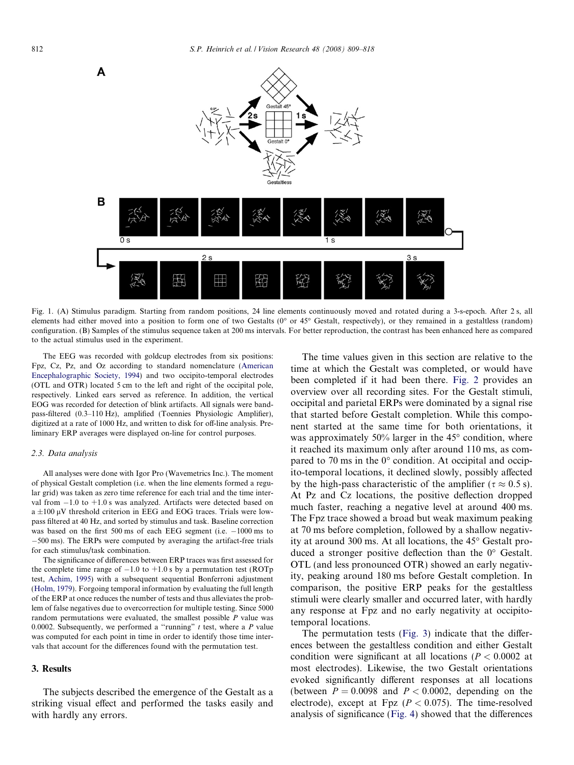Fig. 1. (A) Stimulus paradigm. Starting from random positions, 24 line elements continuously moved and rotated during a 3-s-epoch. After 2 s, all elements had either moved into a position to form one of two Gestalts (0° or 45° Gestalt, respectively), or they remained in a gestaltless (random) configuration. (B) Samples of the stimulus sequence taken at 200 ms intervals. For better reproduction, the contrast has been enhanced here as compared to the actual stimulus used in the experiment.

The EEG was recorded with goldcup electrodes from six positions: Fpz, Cz, Pz, and Oz according to standard nomenclature (American Encephalographic Society, 1994) and two occipito-temporal electrodes (OTL and OTR) located 5 cm to the left and right of the occipital pole, respectively. Linked ears served as reference. In addition, the vertical EOG was recorded for detection of blink artifacts. All signals were band-pass-filtered (0.3–110 Hz), amplified (Toennies Physiologic Amplifier), digitized at a rate of 1000 Hz, and written to disk for off-line analysis. Preliminary ERP averages were displayed on-line for control purposes.

### 2.3. Data analysis

All analyses were done with Igor Pro (Wavemetrics Inc.). The moment of physical Gestalt completion (i.e. when the line elements formed a regular grid) was taken as zero time reference for each trial and the time interval from −1.0 to +1.0 s was analyzed. Artifacts were detected based on a ±100 μV threshold criterion in EEG and EOG traces. Trials were low-pass filtered at 40 Hz, and sorted by stimulus and task. Baseline correction was based on the first 500 ms of each EEG segment (i.e. −1000 ms to −500 ms). The ERPs were computed by averaging the artifact-free trials for each stimulus/task combination.

The significance of differences between ERP traces was first assessed for the complete time range of −1.0 to +1.0 s by a permutation test (ROTp test, Achim, 1995) with a subsequent sequential Bonferroni adjustment (Holm, 1979). Forgoing temporal information by evaluating the full length of the ERP at once reduces the number of tests and thus alleviates the problem of false negatives due to overcorrection for multiple testing. Since 5000 random permutations were evaluated, the smallest possible $P$ value was 0.0002. Subsequently, we performed a "running" $t$ test, where a $P$ value was computed for each point in time in order to identify those time intervals that account for the differences found with the permutation test.

## 3. Results

The subjects described the emergence of the Gestalt as a striking visual effect and performed the tasks easily and with hardly any errors.

The time values given in this section are relative to the time at which the Gestalt was completed, or would have been completed if it had been there. Fig. 2 provides an overview over all recording sites. For the Gestalt stimuli, occipital and parietal ERPs were dominated by a signal rise that started before Gestalt completion. While this component started at the same time for both orientations, it was approximately 50% larger in the 45° condition, where it reached its maximum only after around 110 ms, as compared to 70 ms in the 0° condition. At occipital and occipito-temporal locations, it declined slowly, possibly affected by the high-pass characteristic of the amplifier ($\tau \approx 0.5$ s). At Pz and Cz locations, the positive deflection dropped much faster, reaching a negative level at around 400 ms. The Fpz trace showed a broad but weak maximum peaking at 70 ms before completion, followed by a shallow negativity at around 300 ms. At all locations, the 45° Gestalt produced a stronger positive deflection than the 0° Gestalt. OTL (and less pronounced OTR) showed an early negativity, peaking around 180 ms before Gestalt completion. In comparison, the positive ERP peaks for the gestaltless stimuli were clearly smaller and occurred later, with hardly any response at Fpz and no early negativity at occipito-temporal locations.

The permutation tests (Fig. 3) indicate that the differences between the gestaltless condition and either Gestalt condition were significant at all locations ($P < 0.0002$ at most electrodes). Likewise, the two Gestalt orientations evoked significantly different responses at all locations (between $P = 0.0098$ and $P < 0.0002$, depending on the electrode), except at Fpz ($P < 0.075$). The time-resolved analysis of significance (Fig. 4) showed that the differences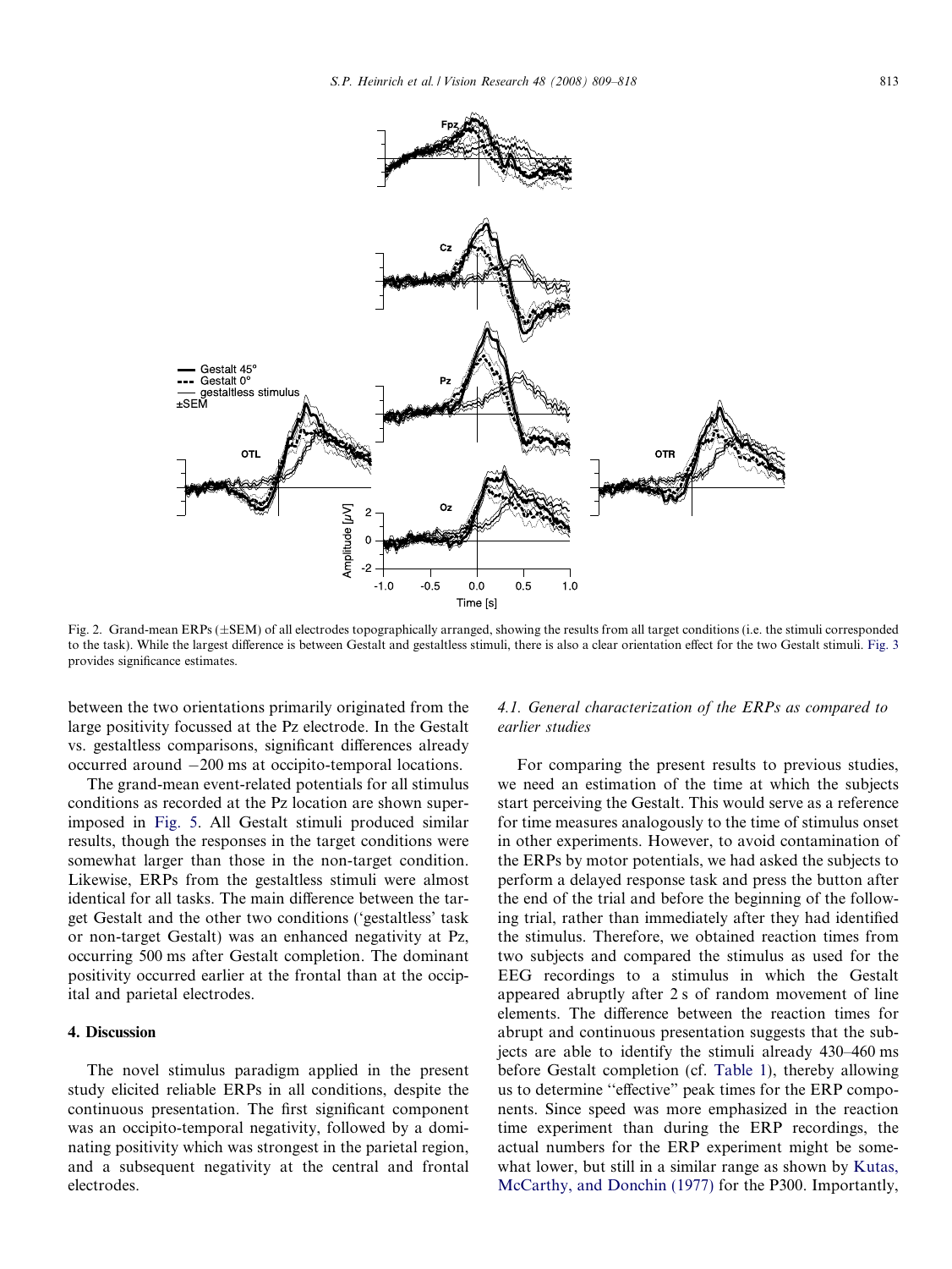Fig. 2. Grand-mean ERPs (±SEM) of all electrodes topographically arranged, showing the results from all target conditions (i.e. the stimuli corresponded to the task). While the largest difference is between Gestalt and gestaltless stimuli, there is also a clear orientation effect for the two Gestalt stimuli. Fig. 3 provides significance estimates.

between the two orientations primarily originated from the large positivity focussed at the Pz electrode. In the Gestalt vs. gestaltless comparisons, significant differences already occurred around −200 ms at occipito-temporal locations.

The grand-mean event-related potentials for all stimulus conditions as recorded at the Pz location are shown superimposed in Fig. 5. All Gestalt stimuli produced similar results, though the responses in the target conditions were somewhat larger than those in the non-target condition. Likewise, ERPs from the gestaltless stimuli were almost identical for all tasks. The main difference between the target Gestalt and the other two conditions ('gestaltless' task or non-target Gestalt) was an enhanced negativity at Pz, occurring 500 ms after Gestalt completion. The dominant positivity occurred earlier at the frontal than at the occipital and parietal electrodes.

## 4. Discussion

The novel stimulus paradigm applied in the present study elicited reliable ERPs in all conditions, despite the continuous presentation. The first significant component was an occipito-temporal negativity, followed by a dominating positivity which was strongest in the parietal region, and a subsequent negativity at the central and frontal electrodes.

### 4.1. General characterization of the ERPs as compared to earlier studies

For comparing the present results to previous studies, we need an estimation of the time at which the subjects start perceiving the Gestalt. This would serve as a reference for time measures analogously to the time of stimulus onset in other experiments. However, to avoid contamination of the ERPs by motor potentials, we had asked the subjects to perform a delayed response task and press the button after the end of the trial and before the beginning of the following trial, rather than immediately after they had identified the stimulus. Therefore, we obtained reaction times from two subjects and compared the stimulus as used for the EEG recordings to a stimulus in which the Gestalt appeared abruptly after 2 s of random movement of line elements. The difference between the reaction times for abrupt and continuous presentation suggests that the subjects are able to identify the stimuli already 430–460 ms before Gestalt completion (cf. Table 1), thereby allowing us to determine ''effective'' peak times for the ERP components. Since speed was more emphasized in the reaction time experiment than during the ERP recordings, the actual numbers for the ERP experiment might be somewhat lower, but still in a similar range as shown by Kutas, McCarthy, and Donchin (1977) for the P300. Importantly,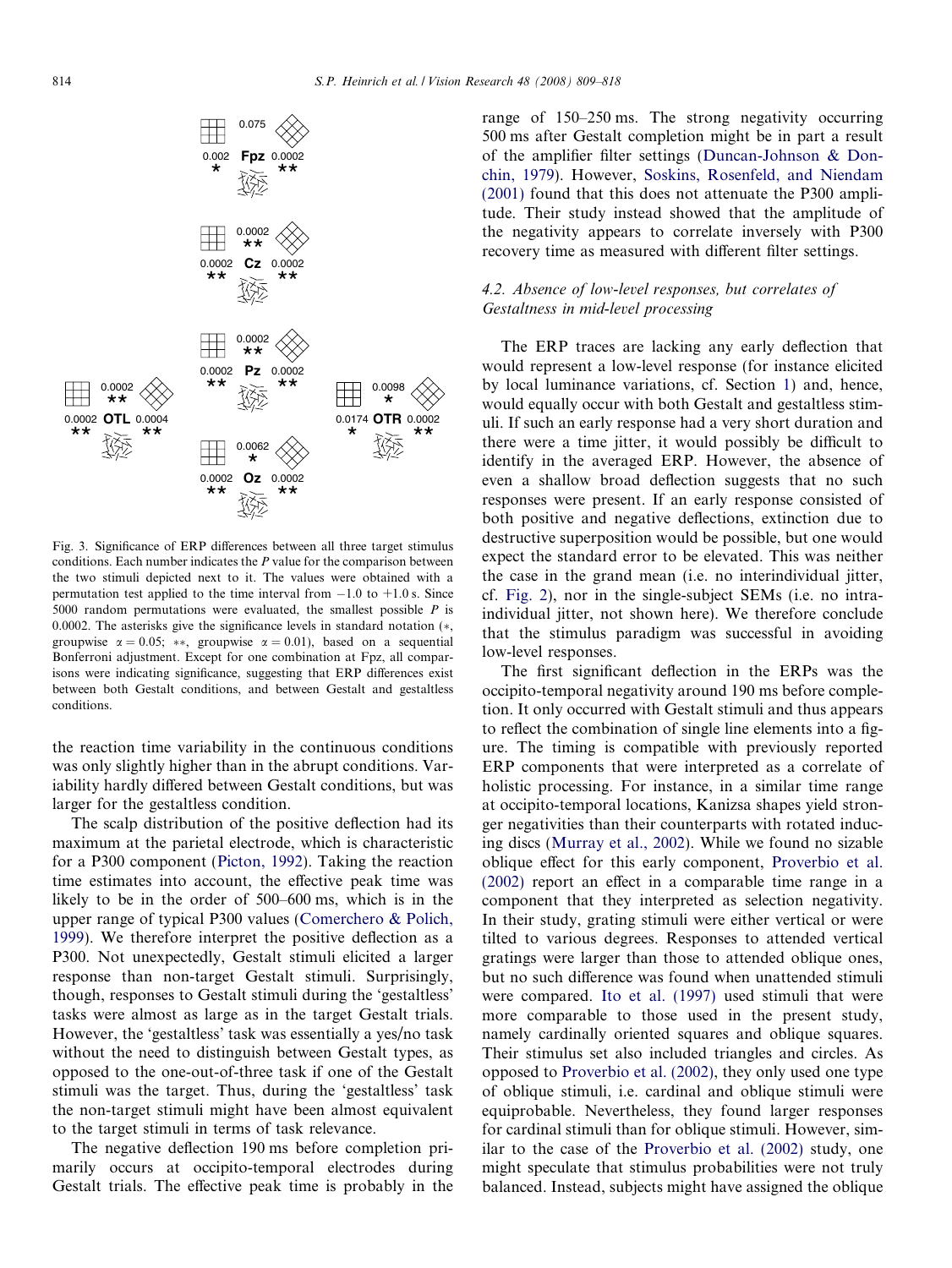Fig. 3. Significance of ERP differences between all three target stimulus conditions. Each number indicates the *P* value for the comparison between the two stimuli depicted next to it. The values were obtained with a permutation test applied to the time interval from −1.0 to +1.0 s. Since 5000 random permutations were evaluated, the smallest possible *P* is 0.0002. The asterisks give the significance levels in standard notation (*, groupwise $\alpha = 0.05$; **, groupwise $\alpha = 0.01$), based on a sequential Bonferroni adjustment. Except for one combination at Fpz, all comparisons were indicating significance, suggesting that ERP differences exist between both Gestalt conditions, and between Gestalt and gestaltless conditions.

the reaction time variability in the continuous conditions was only slightly higher than in the abrupt conditions. Variability hardly differed between Gestalt conditions, but was larger for the gestaltless condition.

The scalp distribution of the positive deflection had its maximum at the parietal electrode, which is characteristic for a P300 component (Picton, 1992). Taking the reaction time estimates into account, the effective peak time was likely to be in the order of 500–600 ms, which is in the upper range of typical P300 values (Comerchero & Polich, 1999). We therefore interpret the positive deflection as a P300. Not unexpectedly, Gestalt stimuli elicited a larger response than non-target Gestalt stimuli. Surprisingly, though, responses to Gestalt stimuli during the 'gestaltless' tasks were almost as large as in the target Gestalt trials. However, the 'gestaltless' task was essentially a yes/no task without the need to distinguish between Gestalt types, as opposed to the one-out-of-three task if one of the Gestalt stimuli was the target. Thus, during the 'gestaltless' task the non-target stimuli might have been almost equivalent to the target stimuli in terms of task relevance.

The negative deflection 190 ms before completion primarily occurs at occipito-temporal electrodes during Gestalt trials. The effective peak time is probably in the range of 150–250 ms. The strong negativity occurring 500 ms after Gestalt completion might be in part a result of the amplifier filter settings (Duncan-Johnson & Donchin, 1979). However, Soskins, Rosenfeld, and Niendam (2001) found that this does not attenuate the P300 amplitude. Their study instead showed that the amplitude of the negativity appears to correlate inversely with P300 recovery time as measured with different filter settings.

### 4.2. Absence of low-level responses, but correlates of Gestaltness in mid-level processing

The ERP traces are lacking any early deflection that would represent a low-level response (for instance elicited by local luminance variations, cf. Section 1) and, hence, would equally occur with both Gestalt and gestaltless stimuli. If such an early response had a very short duration and there were a time jitter, it would possibly be difficult to identify in the averaged ERP. However, the absence of even a shallow broad deflection suggests that no such responses were present. If an early response consisted of both positive and negative deflections, extinction due to destructive superposition would be possible, but one would expect the standard error to be elevated. This was neither the case in the grand mean (i.e. no interindividual jitter, cf. Fig. 2), nor in the single-subject SEMs (i.e. no intra-individual jitter, not shown here). We therefore conclude that the stimulus paradigm was successful in avoiding low-level responses.

The first significant deflection in the ERPs was the occipito-temporal negativity around 190 ms before completion. It only occurred with Gestalt stimuli and thus appears to reflect the combination of single line elements into a figure. The timing is compatible with previously reported ERP components that were interpreted as a correlate of holistic processing. For instance, in a similar time range at occipito-temporal locations, Kanizsa shapes yield stronger negativities than their counterparts with rotated inducing discs (Murray et al., 2002). While we found no sizable oblique effect for this early component, Proverbio et al. (2002) report an effect in a comparable time range in a component that they interpreted as selection negativity. In their study, grating stimuli were either vertical or were tilted to various degrees. Responses to attended vertical gratings were larger than those to attended oblique ones, but no such difference was found when unattended stimuli were compared. Ito et al. (1997) used stimuli that were more comparable to those used in the present study, namely cardinally oriented squares and oblique squares. Their stimulus set also included triangles and circles. As opposed to Proverbio et al. (2002), they only used one type of oblique stimuli, i.e. cardinal and oblique stimuli were equiprobable. Nevertheless, they found larger responses for cardinal stimuli than for oblique stimuli. However, similar to the case of the Proverbio et al. (2002) study, one might speculate that stimulus probabilities were not truly balanced. Instead, subjects might have assigned the oblique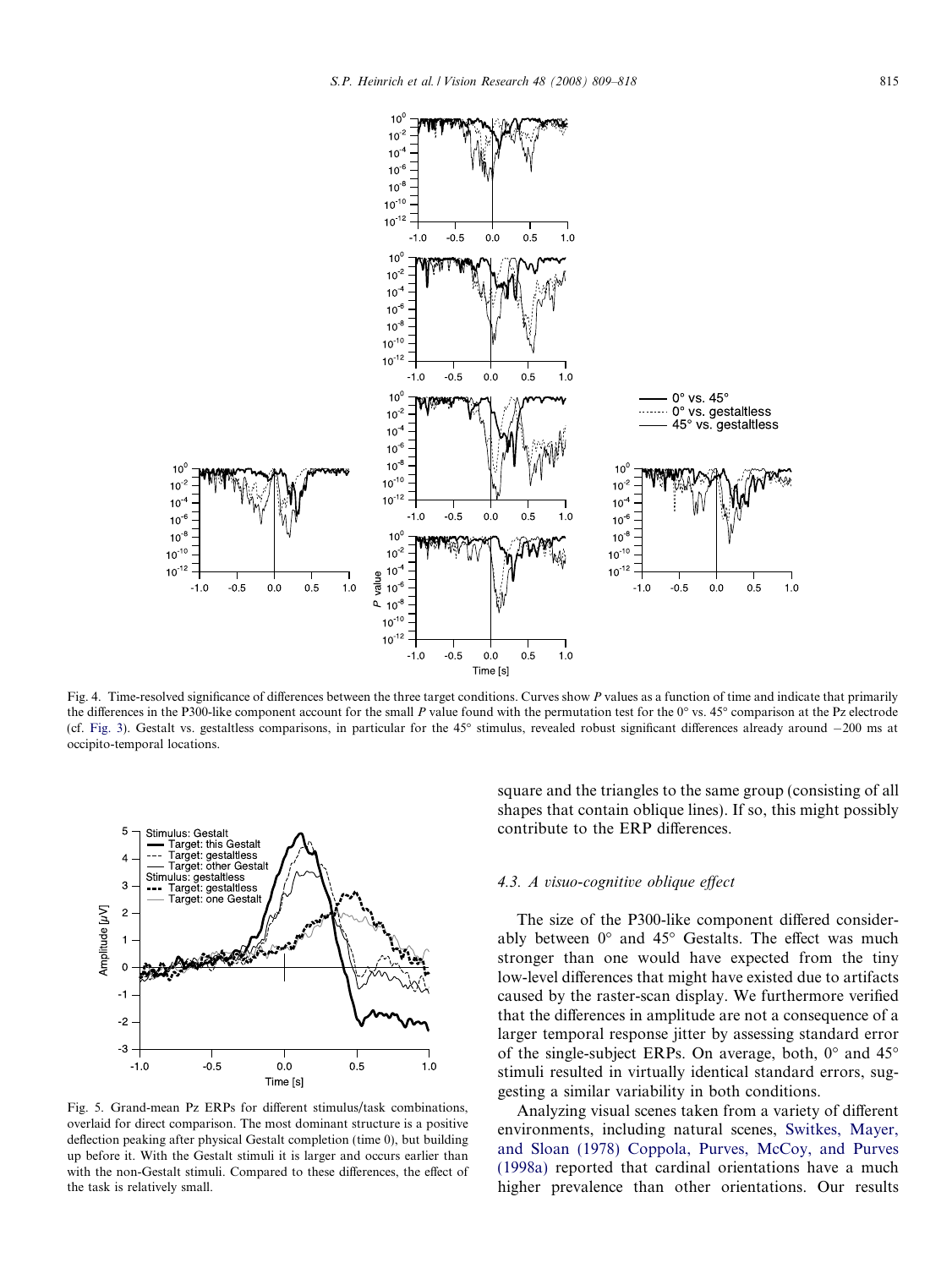Fig. 4. Time-resolved significance of differences between the three target conditions. Curves show *P* values as a function of time and indicate that primarily the differences in the P300-like component account for the small *P* value found with the permutation test for the 0° vs. 45° comparison at the Pz electrode (cf. Fig. 3). Gestalt vs. gestaltless comparisons, in particular for the 45° stimulus, revealed robust significant differences already around −200 ms at occipito-temporal locations.

Fig. 5. Grand-mean Pz ERPs for different stimulus/task combinations, overlaid for direct comparison. The most dominant structure is a positive deflection peaking after physical Gestalt completion (time 0), but building up before it. With the Gestalt stimuli it is larger and occurs earlier than with the non-Gestalt stimuli. Compared to these differences, the effect of the task is relatively small.

square and the triangles to the same group (consisting of all shapes that contain oblique lines). If so, this might possibly contribute to the ERP differences.

### 4.3. A visuo-cognitive oblique effect

The size of the P300-like component differed considerably between 0° and 45° Gestalts. The effect was much stronger than one would have expected from the tiny low-level differences that might have existed due to artifacts caused by the raster-scan display. We furthermore verified that the differences in amplitude are not a consequence of a larger temporal response jitter by assessing standard error of the single-subject ERPs. On average, both, 0° and 45° stimuli resulted in virtually identical standard errors, suggesting a similar variability in both conditions.

Analyzing visual scenes taken from a variety of different environments, including natural scenes, Switkes, Mayer, and Sloan (1978) Coppola, Purves, McCoy, and Purves (1998a) reported that cardinal orientations have a much higher prevalence than other orientations. Our results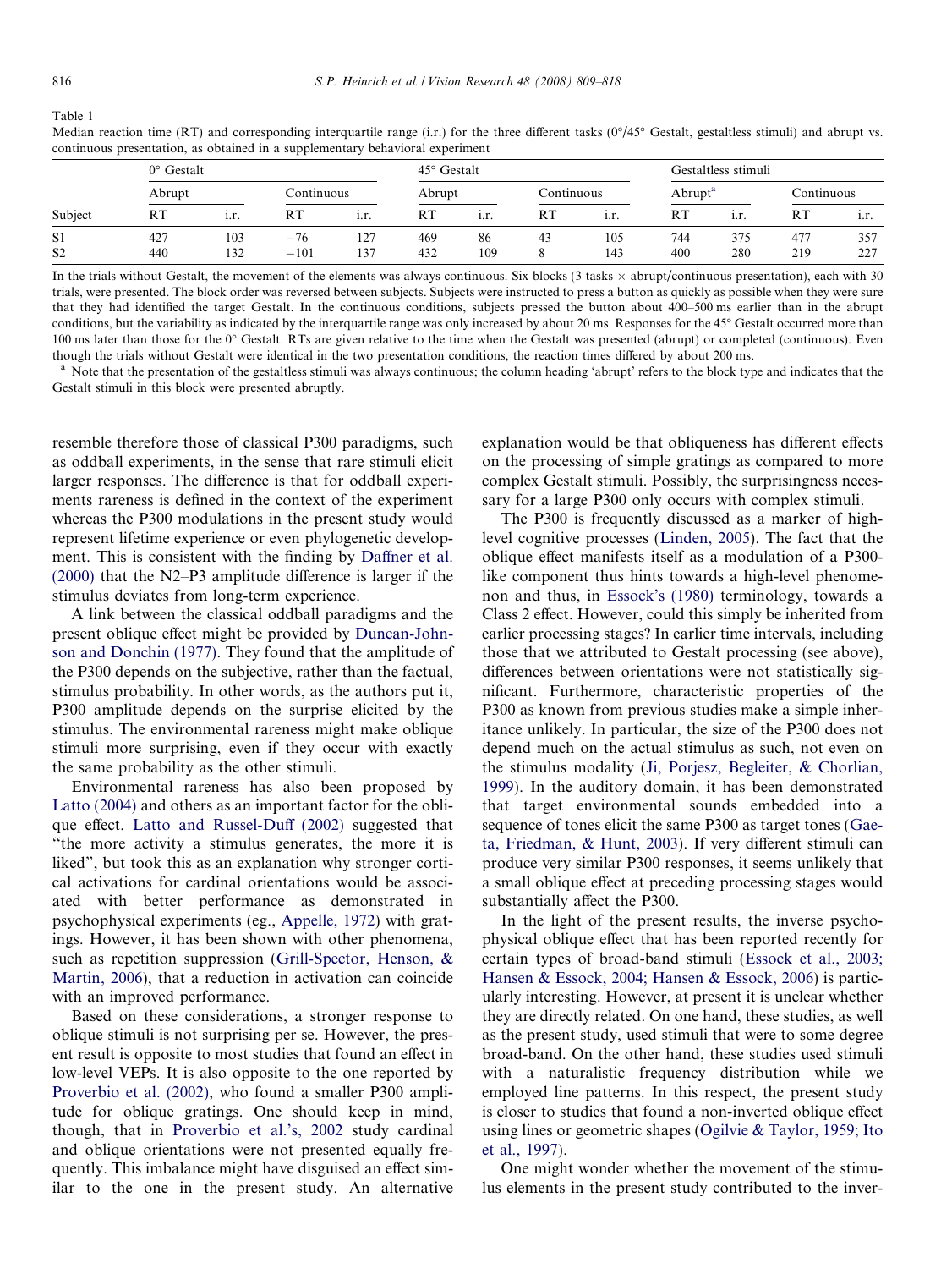Table 1

Median reaction time (RT) and corresponding interquartile range (i.r.) for the three different tasks (0°/45° Gestalt, gestaltless stimuli) and abrupt vs. continuous presentation, as obtained in a supplementary behavioral experiment

| | 0° Gestalt | | | | 45° Gestalt | | | | Gestaltless stimuli | | | |
|---|---|---|---|---|---|---|---|---|---|---|---|---|
| | Abrupt | | Continuous | | Abrupt | | Continuous | | Abrupt[a] | | Continuous | |
| Subject | RT | i.r. | RT | i.r. | RT | i.r. | RT | i.r. | RT | i.r. | RT | i.r. |
| S1 | 427 | 103 | −76 | 127 | 469 | 86 | 43 | 105 | 744 | 375 | 477 | 357 |
| S2 | 440 | 132 | −101 | 137 | 432 | 109 | 8 | 143 | 400 | 280 | 219 | 227 |

In the trials without Gestalt, the movement of the elements was always continuous. Six blocks (3 tasks × abrupt/continuous presentation), each with 30 trials, were presented. The block order was reversed between subjects. Subjects were instructed to press a button as quickly as possible when they were sure that they had identified the target Gestalt. In the continuous conditions, subjects pressed the button about 400–500 ms earlier than in the abrupt conditions, but the variability as indicated by the interquartile range was only increased by about 20 ms. Responses for the 45° Gestalt occurred more than 100 ms later than those for the 0° Gestalt. RTs are given relative to the time when the Gestalt was presented (abrupt) or completed (continuous). Even though the trials without Gestalt were identical in the two presentation conditions, the reaction times differed by about 200 ms.

[a] Note that the presentation of the gestaltless stimuli was always continuous; the column heading 'abrupt' refers to the block type and indicates that the Gestalt stimuli in this block were presented abruptly.

resemble therefore those of classical P300 paradigms, such as oddball experiments, in the sense that rare stimuli elicit larger responses. The difference is that for oddball experiments rareness is defined in the context of the experiment whereas the P300 modulations in the present study would represent lifetime experience or even phylogenetic development. This is consistent with the finding by Daffner et al. (2000) that the N2–P3 amplitude difference is larger if the stimulus deviates from long-term experience.

A link between the classical oddball paradigms and the present oblique effect might be provided by Duncan-Johnson and Donchin (1977). They found that the amplitude of the P300 depends on the subjective, rather than the factual, stimulus probability. In other words, as the authors put it, P300 amplitude depends on the surprise elicited by the stimulus. The environmental rareness might make oblique stimuli more surprising, even if they occur with exactly the same probability as the other stimuli.

Environmental rareness has also been proposed by Latto (2004) and others as an important factor for the oblique effect. Latto and Russel-Duff (2002) suggested that "the more activity a stimulus generates, the more it is liked", but took this as an explanation why stronger cortical activations for cardinal orientations would be associated with better performance as demonstrated in psychophysical experiments (eg., Appelle, 1972) with gratings. However, it has been shown with other phenomena, such as repetition suppression (Grill-Spector, Henson, & Martin, 2006), that a reduction in activation can coincide with an improved performance.

Based on these considerations, a stronger response to oblique stimuli is not surprising per se. However, the present result is opposite to most studies that found an effect in low-level VEPs. It is also opposite to the one reported by Proverbio et al. (2002), who found a smaller P300 amplitude for oblique gratings. One should keep in mind, though, that in Proverbio et al.'s, 2002 study cardinal and oblique orientations were not presented equally frequently. This imbalance might have disguised an effect similar to the one in the present study. An alternative explanation would be that obliqueness has different effects on the processing of simple gratings as compared to more complex Gestalt stimuli. Possibly, the surprisingness necessary for a large P300 only occurs with complex stimuli.

The P300 is frequently discussed as a marker of high-level cognitive processes (Linden, 2005). The fact that the oblique effect manifests itself as a modulation of a P300-like component thus hints towards a high-level phenomenon and thus, in Essock's (1980) terminology, towards a Class 2 effect. However, could this simply be inherited from earlier processing stages? In earlier time intervals, including those that we attributed to Gestalt processing (see above), differences between orientations were not statistically significant. Furthermore, characteristic properties of the P300 as known from previous studies make a simple inheritance unlikely. In particular, the size of the P300 does not depend much on the actual stimulus as such, not even on the stimulus modality (Ji, Porjesz, Begleiter, & Chorlian, 1999). In the auditory domain, it has been demonstrated that target environmental sounds embedded into a sequence of tones elicit the same P300 as target tones (Gaeta, Friedman, & Hunt, 2003). If very different stimuli can produce very similar P300 responses, it seems unlikely that a small oblique effect at preceding processing stages would substantially affect the P300.

In the light of the present results, the inverse psychophysical oblique effect that has been reported recently for certain types of broad-band stimuli (Essock et al., 2003; Hansen & Essock, 2004; Hansen & Essock, 2006) is particularly interesting. However, at present it is unclear whether they are directly related. On one hand, these studies, as well as the present study, used stimuli that were to some degree broad-band. On the other hand, these studies used stimuli with a naturalistic frequency distribution while we employed line patterns. In this respect, the present study is closer to studies that found a non-inverted oblique effect using lines or geometric shapes (Ogilvie & Taylor, 1959; Ito et al., 1997).

One might wonder whether the movement of the stimulus elements in the present study contributed to the inver-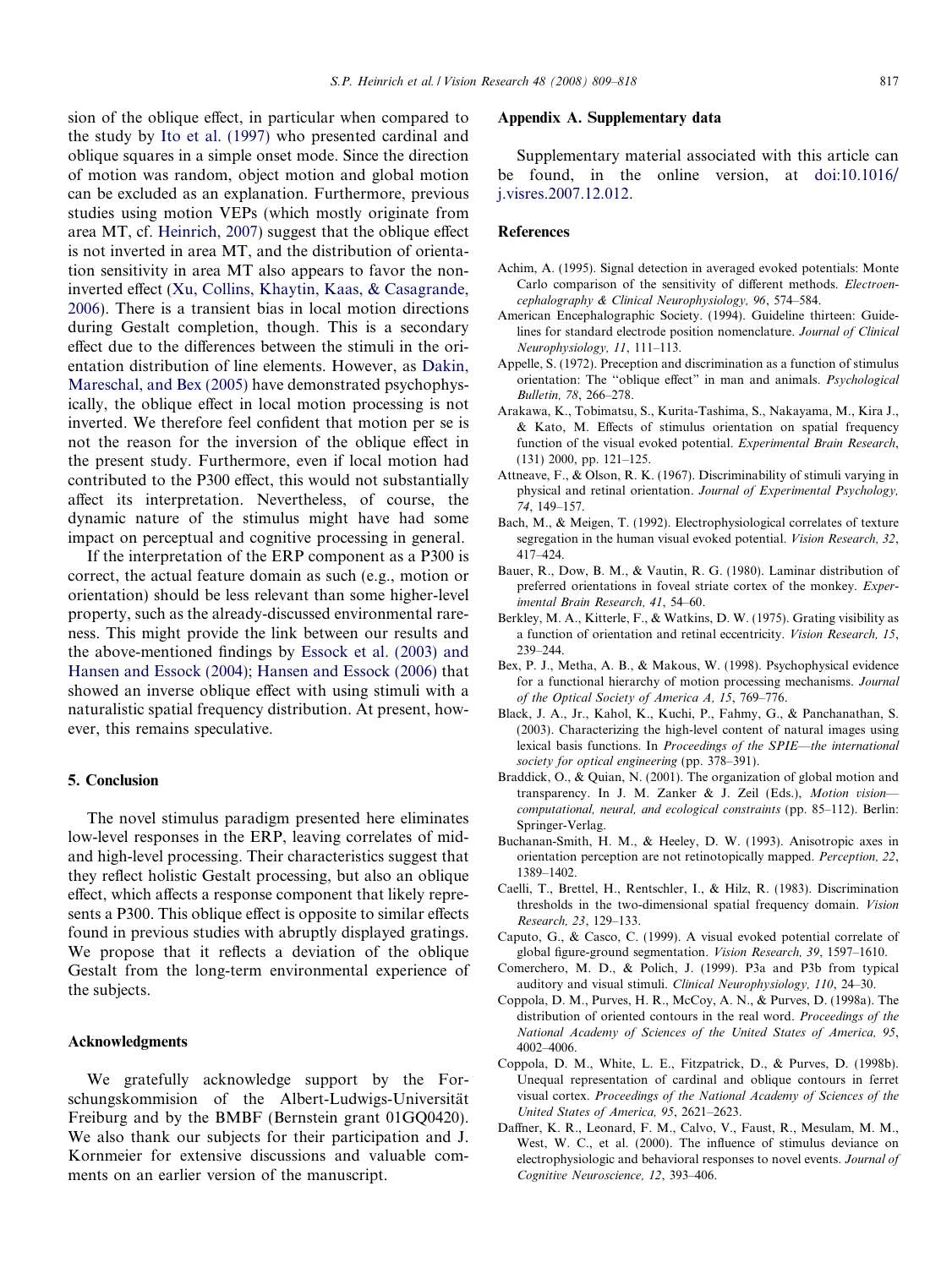sion of the oblique effect, in particular when compared to the study by Ito et al. (1997) who presented cardinal and oblique squares in a simple onset mode. Since the direction of motion was random, object motion and global motion can be excluded as an explanation. Furthermore, previous studies using motion VEPs (which mostly originate from area MT, cf. Heinrich, 2007) suggest that the oblique effect is not inverted in area MT, and the distribution of orientation sensitivity in area MT also appears to favor the non-inverted effect (Xu, Collins, Khaytin, Kaas, & Casagrande, 2006). There is a transient bias in local motion directions during Gestalt completion, though. This is a secondary effect due to the differences between the stimuli in the orientation distribution of line elements. However, as Dakin, Mareschal, and Bex (2005) have demonstrated psychophysically, the oblique effect in local motion processing is not inverted. We therefore feel confident that motion per se is not the reason for the inversion of the oblique effect in the present study. Furthermore, even if local motion had contributed to the P300 effect, this would not substantially affect its interpretation. Nevertheless, of course, the dynamic nature of the stimulus might have had some impact on perceptual and cognitive processing in general.

If the interpretation of the ERP component as a P300 is correct, the actual feature domain as such (e.g., motion or orientation) should be less relevant than some higher-level property, such as the already-discussed environmental rareness. This might provide the link between our results and the above-mentioned findings by Essock et al. (2003) and Hansen and Essock (2004); Hansen and Essock (2006) that showed an inverse oblique effect with using stimuli with a naturalistic spatial frequency distribution. At present, however, this remains speculative.

## 5. Conclusion

The novel stimulus paradigm presented here eliminates low-level responses in the ERP, leaving correlates of mid- and high-level processing. Their characteristics suggest that they reflect holistic Gestalt processing, but also an oblique effect, which affects a response component that likely represents a P300. This oblique effect is opposite to similar effects found in previous studies with abruptly displayed gratings. We propose that it reflects a deviation of the oblique Gestalt from the long-term environmental experience of the subjects.

## Acknowledgments

We gratefully acknowledge support by the Forschungskommision of the Albert-Ludwigs-Universität Freiburg and by the BMBF (Bernstein grant 01GQ0420). We also thank our subjects for their participation and J. Kornmeier for extensive discussions and valuable comments on an earlier version of the manuscript.

## Appendix A. Supplementary data

Supplementary material associated with this article can be found, in the online version, at doi:10.1016/j.visres.2007.12.012.

## References

Achim, A. (1995). Signal detection in averaged evoked potentials: Monte Carlo comparison of the sensitivity of different methods. *Electroencephalography & Clinical Neurophysiology, 96*, 574–584.

American Encephalographic Society. (1994). Guideline thirteen: Guidelines for standard electrode position nomenclature. *Journal of Clinical Neurophysiology, 11*, 111–113.

Appelle, S. (1972). Preception and discrimination as a function of stimulus orientation: The "oblique effect" in man and animals. *Psychological Bulletin, 78*, 266–278.

Arakawa, K., Tobimatsu, S., Kurita-Tashima, S., Nakayama, M., Kira J., & Kato, M. Effects of stimulus orientation on spatial frequency function of the visual evoked potential. *Experimental Brain Research*, (131) 2000, pp. 121–125.

Attneave, F., & Olson, R. K. (1967). Discriminability of stimuli varying in physical and retinal orientation. *Journal of Experimental Psychology, 74*, 149–157.

Bach, M., & Meigen, T. (1992). Electrophysiological correlates of texture segregation in the human visual evoked potential. *Vision Research, 32*, 417–424.

Bauer, R., Dow, B. M., & Vautin, R. G. (1980). Laminar distribution of preferred orientations in foveal striate cortex of the monkey. *Experimental Brain Research, 41*, 54–60.

Berkley, M. A., Kitterle, F., & Watkins, D. W. (1975). Grating visibility as a function of orientation and retinal eccentricity. *Vision Research, 15*, 239–244.

Bex, P. J., Metha, A. B., & Makous, W. (1998). Psychophysical evidence for a functional hierarchy of motion processing mechanisms. *Journal of the Optical Society of America A, 15*, 769–776.

Black, J. A., Jr., Kahol, K., Kuchi, P., Fahmy, G., & Panchanathan, S. (2003). Characterizing the high-level content of natural images using lexical basis functions. In *Proceedings of the SPIE—the international society for optical engineering* (pp. 378–391).

Braddick, O., & Quian, N. (2001). The organization of global motion and transparency. In J. M. Zanker & J. Zeil (Eds.), *Motion vision—computational, neural, and ecological constraints* (pp. 85–112). Berlin: Springer-Verlag.

Buchanan-Smith, H. M., & Heeley, D. W. (1993). Anisotropic axes in orientation perception are not retinotopically mapped. *Perception, 22*, 1389–1402.

Caelli, T., Brettel, H., Rentschler, I., & Hilz, R. (1983). Discrimination thresholds in the two-dimensional spatial frequency domain. *Vision Research, 23*, 129–133.

Caputo, G., & Casco, C. (1999). A visual evoked potential correlate of global figure-ground segmentation. *Vision Research, 39*, 1597–1610.

Comerchero, M. D., & Polich, J. (1999). P3a and P3b from typical auditory and visual stimuli. *Clinical Neurophysiology, 110*, 24–30.

Coppola, D. M., Purves, H. R., McCoy, A. N., & Purves, D. (1998a). The distribution of oriented contours in the real word. *Proceedings of the National Academy of Sciences of the United States of America, 95*, 4002–4006.

Coppola, D. M., White, L. E., Fitzpatrick, D., & Purves, D. (1998b). Unequal representation of cardinal and oblique contours in ferret visual cortex. *Proceedings of the National Academy of Sciences of the United States of America, 95*, 2621–2623.

Daffner, K. R., Leonard, F. M., Calvo, V., Faust, R., Mesulam, M. M., West, W. C., et al. (2000). The influence of stimulus deviance on electrophysiologic and behavioral responses to novel events. *Journal of Cognitive Neuroscience, 12*, 393–406.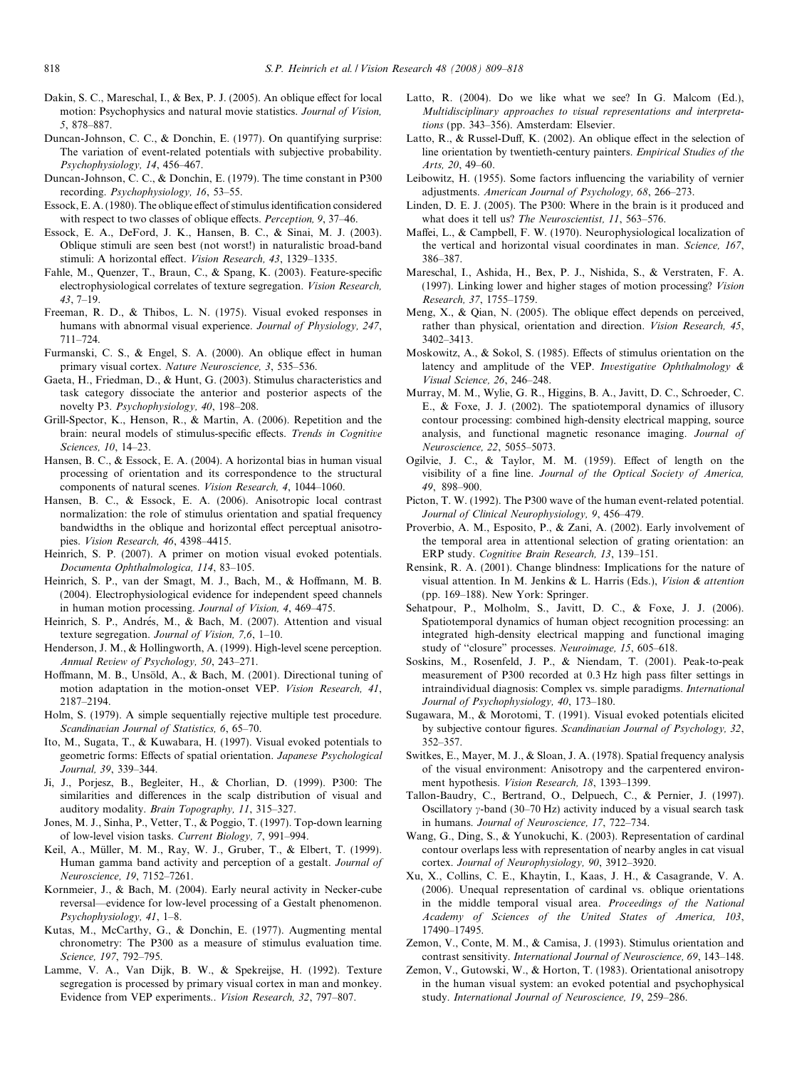Dakin, S. C., Mareschal, I., & Bex, P. J. (2005). An oblique effect for local motion: Psychophysics and natural movie statistics. *Journal of Vision, 5*, 878–887.

Duncan-Johnson, C. C., & Donchin, E. (1977). On quantifying surprise: The variation of event-related potentials with subjective probability. *Psychophysiology, 14*, 456–467.

Duncan-Johnson, C. C., & Donchin, E. (1979). The time constant in P300 recording. *Psychophysiology, 16*, 53–55.

Essock, E. A. (1980). The oblique effect of stimulus identification considered with respect to two classes of oblique effects. *Perception, 9*, 37–46.

Essock, E. A., DeFord, J. K., Hansen, B. C., & Sinai, M. J. (2003). Oblique stimuli are seen best (not worst!) in naturalistic broad-band stimuli: A horizontal effect. *Vision Research, 43*, 1329–1335.

Fahle, M., Quenzer, T., Braun, C., & Spang, K. (2003). Feature-specific electrophysiological correlates of texture segregation. *Vision Research, 43*, 7–19.

Freeman, R. D., & Thibos, L. N. (1975). Visual evoked responses in humans with abnormal visual experience. *Journal of Physiology, 247*, 711–724.

Furmanski, C. S., & Engel, S. A. (2000). An oblique effect in human primary visual cortex. *Nature Neuroscience, 3*, 535–536.

Gaeta, H., Friedman, D., & Hunt, G. (2003). Stimulus characteristics and task category dissociate the anterior and posterior aspects of the novelty P3. *Psychophysiology, 40*, 198–208.

Grill-Spector, K., Henson, R., & Martin, A. (2006). Repetition and the brain: neural models of stimulus-specific effects. *Trends in Cognitive Sciences, 10*, 14–23.

Hansen, B. C., & Essock, E. A. (2004). A horizontal bias in human visual processing of orientation and its correspondence to the structural components of natural scenes. *Vision Research, 4*, 1044–1060.

Hansen, B. C., & Essock, E. A. (2006). Anisotropic local contrast normalization: the role of stimulus orientation and spatial frequency bandwidths in the oblique and horizontal effect perceptual anisotropies. *Vision Research, 46*, 4398–4415.

Heinrich, S. P. (2007). A primer on motion visual evoked potentials. *Documenta Ophthalmologica, 114*, 83–105.

Heinrich, S. P., van der Smagt, M. J., Bach, M., & Hoffmann, M. B. (2004). Electrophysiological evidence for independent speed channels in human motion processing. *Journal of Vision, 4*, 469–475.

Heinrich, S. P., Andrés, M., & Bach, M. (2007). Attention and visual texture segregation. *Journal of Vision, 7,6*, 1–10.

Henderson, J. M., & Hollingworth, A. (1999). High-level scene perception. *Annual Review of Psychology, 50*, 243–271.

Hoffmann, M. B., Unsöld, A., & Bach, M. (2001). Directional tuning of motion adaptation in the motion-onset VEP. *Vision Research, 41*, 2187–2194.

Holm, S. (1979). A simple sequentially rejective multiple test procedure. *Scandinavian Journal of Statistics, 6*, 65–70.

Ito, M., Sugata, T., & Kuwabara, H. (1997). Visual evoked potentials to geometric forms: Effects of spatial orientation. *Japanese Psychological Journal, 39*, 339–344.

Ji, J., Porjesz, B., Begleiter, H., & Chorlian, D. (1999). P300: The similarities and differences in the scalp distribution of visual and auditory modality. *Brain Topography, 11*, 315–327.

Jones, M. J., Sinha, P., Vetter, T., & Poggio, T. (1997). Top-down learning of low-level vision tasks. *Current Biology, 7*, 991–994.

Keil, A., Müller, M. M., Ray, W. J., Gruber, T., & Elbert, T. (1999). Human gamma band activity and perception of a gestalt. *Journal of Neuroscience, 19*, 7152–7261.

Kornmeier, J., & Bach, M. (2004). Early neural activity in Necker-cube reversal—evidence for low-level processing of a Gestalt phenomenon. *Psychophysiology, 41*, 1–8.

Kutas, M., McCarthy, G., & Donchin, E. (1977). Augmenting mental chronometry: The P300 as a measure of stimulus evaluation time. *Science, 197*, 792–795.

Lamme, V. A., Van Dijk, B. W., & Spekreijse, H. (1992). Texture segregation is processed by primary visual cortex in man and monkey. Evidence from VEP experiments.. *Vision Research, 32*, 797–807.

Latto, R. (2004). Do we like what we see? In G. Malcom (Ed.), *Multidisciplinary approaches to visual representations and interpretations* (pp. 343–356). Amsterdam: Elsevier.

Latto, R., & Russel-Duff, K. (2002). An oblique effect in the selection of line orientation by twentieth-century painters. *Empirical Studies of the Arts, 20*, 49–60.

Leibowitz, H. (1955). Some factors influencing the variability of vernier adjustments. *American Journal of Psychology, 68*, 266–273.

Linden, D. E. J. (2005). The P300: Where in the brain is it produced and what does it tell us? *The Neuroscientist, 11*, 563–576.

Maffei, L., & Campbell, F. W. (1970). Neurophysiological localization of the vertical and horizontal visual coordinates in man. *Science, 167*, 386–387.

Mareschal, I., Ashida, H., Bex, P. J., Nishida, S., & Verstraten, F. A. (1997). Linking lower and higher stages of motion processing? *Vision Research, 37*, 1755–1759.

Meng, X., & Qian, N. (2005). The oblique effect depends on perceived, rather than physical, orientation and direction. *Vision Research, 45*, 3402–3413.

Moskowitz, A., & Sokol, S. (1985). Effects of stimulus orientation on the latency and amplitude of the VEP. *Investigative Ophthalmology & Visual Science, 26*, 246–248.

Murray, M. M., Wylie, G. R., Higgins, B. A., Javitt, D. C., Schroeder, C. E., & Foxe, J. J. (2002). The spatiotemporal dynamics of illusory contour processing: combined high-density electrical mapping, source analysis, and functional magnetic resonance imaging. *Journal of Neuroscience, 22*, 5055–5073.

Ogilvie, J. C., & Taylor, M. M. (1959). Effect of length on the visibility of a fine line. *Journal of the Optical Society of America, 49*, 898–900.

Picton, T. W. (1992). The P300 wave of the human event-related potential. *Journal of Clinical Neurophysiology, 9*, 456–479.

Proverbio, A. M., Esposito, P., & Zani, A. (2002). Early involvement of the temporal area in attentional selection of grating orientation: an ERP study. *Cognitive Brain Research, 13*, 139–151.

Rensink, R. A. (2001). Change blindness: Implications for the nature of visual attention. In M. Jenkins & L. Harris (Eds.), *Vision & attention* (pp. 169–188). New York: Springer.

Sehatpour, P., Molholm, S., Javitt, D. C., & Foxe, J. J. (2006). Spatiotemporal dynamics of human object recognition processing: an integrated high-density electrical mapping and functional imaging study of "closure" processes. *Neuroimage, 15*, 605–618.

Soskins, M., Rosenfeld, J. P., & Niendam, T. (2001). Peak-to-peak measurement of P300 recorded at 0.3 Hz high pass filter settings in intraindividual diagnosis: Complex vs. simple paradigms. *International Journal of Psychophysiology, 40*, 173–180.

Sugawara, M., & Morotomi, T. (1991). Visual evoked potentials elicited by subjective contour figures. *Scandinavian Journal of Psychology, 32*, 352–357.

Switkes, E., Mayer, M. J., & Sloan, J. A. (1978). Spatial frequency analysis of the visual environment: Anisotropy and the carpentered environment hypothesis. *Vision Research, 18*, 1393–1399.

Tallon-Baudry, C., Bertrand, O., Delpuech, C., & Pernier, J. (1997). Oscillatory γ-band (30–70 Hz) activity induced by a visual search task in humans. *Journal of Neuroscience, 17*, 722–734.

Wang, G., Ding, S., & Yunokuchi, K. (2003). Representation of cardinal contour overlaps less with representation of nearby angles in cat visual cortex. *Journal of Neurophysiology, 90*, 3912–3920.

Xu, X., Collins, C. E., Khaytin, I., Kaas, J. H., & Casagrande, V. A. (2006). Unequal representation of cardinal vs. oblique orientations in the middle temporal visual area. *Proceedings of the National Academy of Sciences of the United States of America, 103*, 17490–17495.

Zemon, V., Conte, M. M., & Camisa, J. (1993). Stimulus orientation and contrast sensitivity. *International Journal of Neuroscience, 69*, 143–148.

Zemon, V., Gutowski, W., & Horton, T. (1983). Orientational anisotropy in the human visual system: an evoked potential and psychophysical study. *International Journal of Neuroscience, 19*, 259–286.